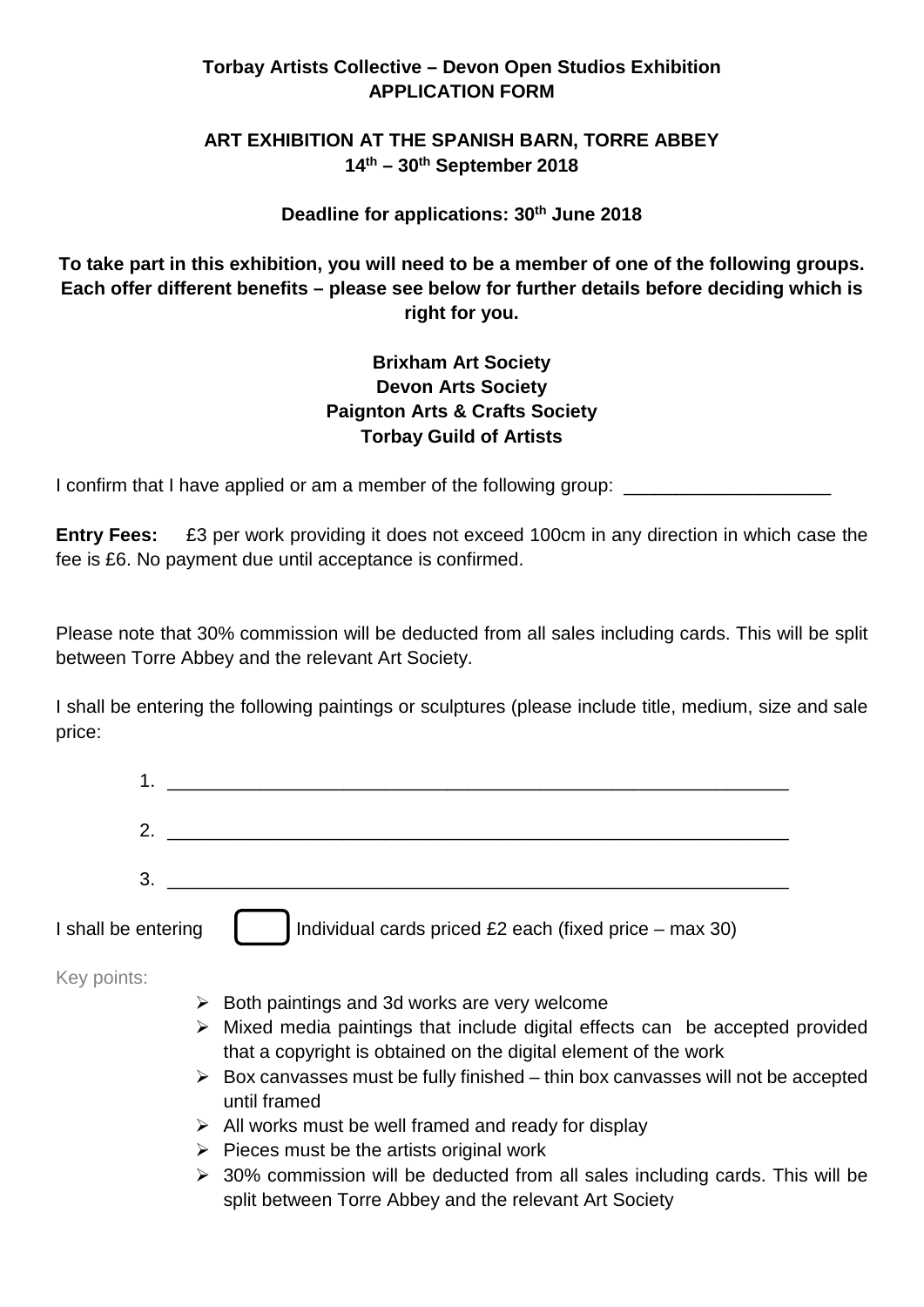**Torbay Artists Collective – Devon Open Studios Exhibition**
**APPLICATION FORM**

**ART EXHIBITION AT THE SPANISH BARN, TORRE ABBEY**
**14th – 30th September 2018**

**Deadline for applications: 30th June 2018**

**To take part in this exhibition, you will need to be a member of one of the following groups. Each offer different benefits – please see below for further details before deciding which is right for you.**

**Brixham Art Society**
**Devon Arts Society**
**Paignton Arts & Crafts Society**
**Torbay Guild of Artists**

I confirm that I have applied or am a member of the following group: ____________________

**Entry Fees:** £3 per work providing it does not exceed 100cm in any direction in which case the fee is £6. No payment due until acceptance is confirmed.

Please note that 30% commission will be deducted from all sales including cards. This will be split between Torre Abbey and the relevant Art Society.

I shall be entering the following paintings or sculptures (please include title, medium, size and sale price:

1. ______________________________________________________________
2. ______________________________________________________________
3. ______________________________________________________________

I shall be entering ☐ Individual cards priced £2 each (fixed price – max 30)

Key points:

- Both paintings and 3d works are very welcome
- Mixed media paintings that include digital effects can be accepted provided that a copyright is obtained on the digital element of the work
- Box canvasses must be fully finished – thin box canvasses will not be accepted until framed
- All works must be well framed and ready for display
- Pieces must be the artists original work
- 30% commission will be deducted from all sales including cards. This will be split between Torre Abbey and the relevant Art Society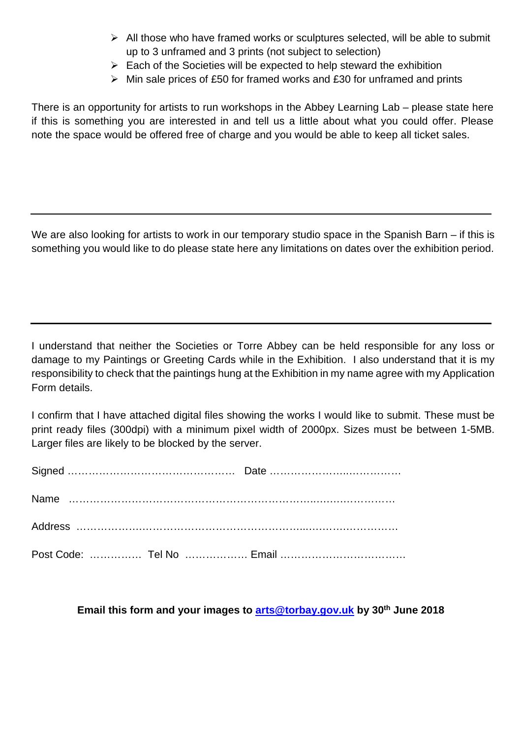- All those who have framed works or sculptures selected, will be able to submit up to 3 unframed and 3 prints (not subject to selection)
- Each of the Societies will be expected to help steward the exhibition
- Min sale prices of £50 for framed works and £30 for unframed and prints

There is an opportunity for artists to run workshops in the Abbey Learning Lab – please state here if this is something you are interested in and tell us a little about what you could offer. Please note the space would be offered free of charge and you would be able to keep all ticket sales.

---

We are also looking for artists to work in our temporary studio space in the Spanish Barn – if this is something you would like to do please state here any limitations on dates over the exhibition period.

---

I understand that neither the Societies or Torre Abbey can be held responsible for any loss or damage to my Paintings or Greeting Cards while in the Exhibition. I also understand that it is my responsibility to check that the paintings hung at the Exhibition in my name agree with my Application Form details.

I confirm that I have attached digital files showing the works I would like to submit. These must be print ready files (300dpi) with a minimum pixel width of 2000px. Sizes must be between 1-5MB. Larger files are likely to be blocked by the server.

Signed ………………………………………… Date ………………….…….………

Name ………………………………………………………………..…….……………

Address ………………….……………………………………...……….……………

Post Code: ………….. Tel No ……………… Email ………………………………

**Email this form and your images to [arts@torbay.gov.uk](mailto:arts@torbay.gov.uk) by 30th June 2018**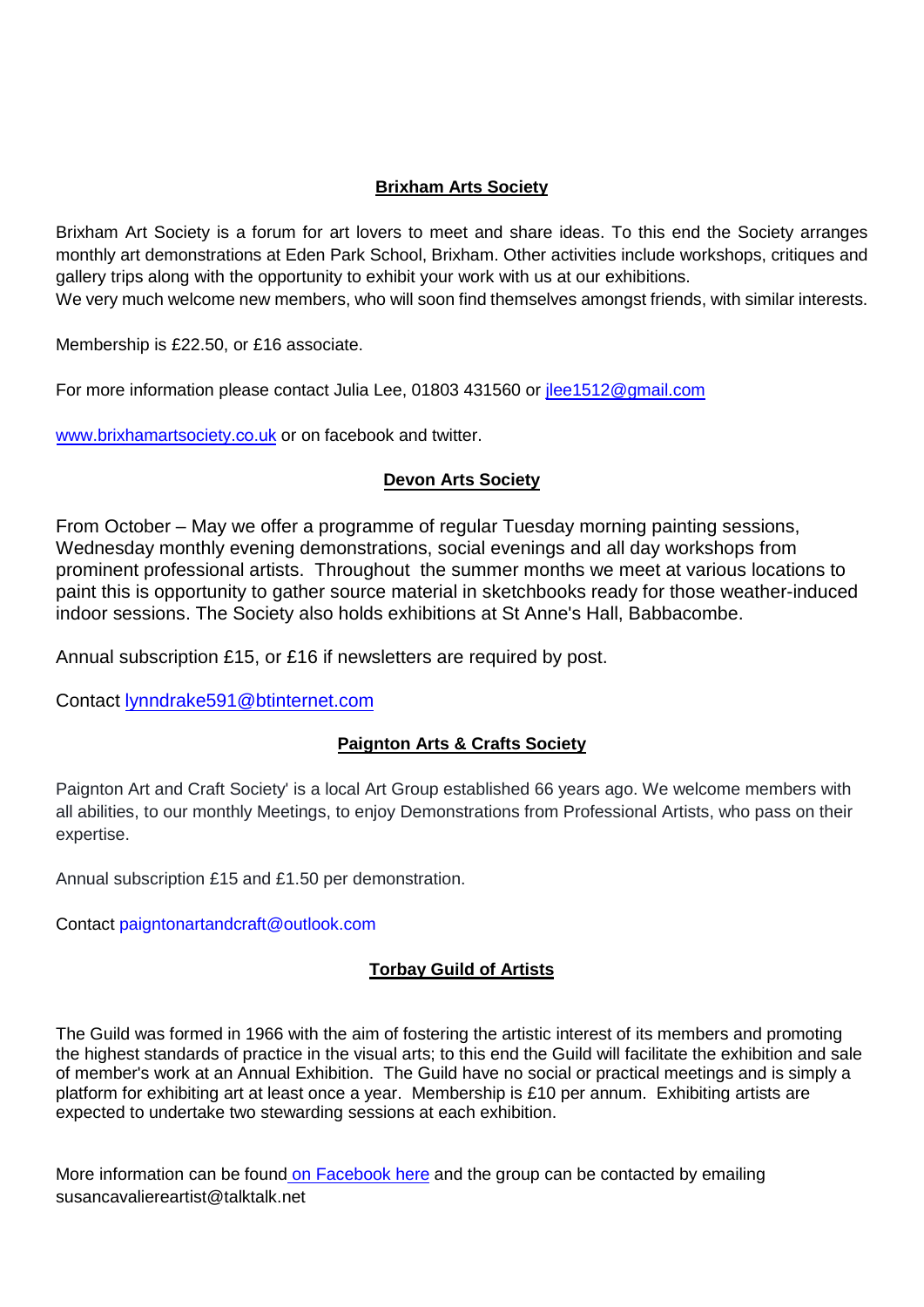## Brixham Arts Society

Brixham Art Society is a forum for art lovers to meet and share ideas. To this end the Society arranges monthly art demonstrations at Eden Park School, Brixham. Other activities include workshops, critiques and gallery trips along with the opportunity to exhibit your work with us at our exhibitions.
We very much welcome new members, who will soon find themselves amongst friends, with similar interests.

Membership is £22.50, or £16 associate.

For more information please contact Julia Lee, 01803 431560 or jlee1512@gmail.com

www.brixhamartsociety.co.uk or on facebook and twitter.

## Devon Arts Society

From October – May we offer a programme of regular Tuesday morning painting sessions, Wednesday monthly evening demonstrations, social evenings and all day workshops from prominent professional artists. Throughout the summer months we meet at various locations to paint this is opportunity to gather source material in sketchbooks ready for those weather-induced indoor sessions. The Society also holds exhibitions at St Anne's Hall, Babbacombe.

Annual subscription £15, or £16 if newsletters are required by post.

Contact lynndrake591@btinternet.com

## Paignton Arts & Crafts Society

Paignton Art and Craft Society' is a local Art Group established 66 years ago. We welcome members with all abilities, to our monthly Meetings, to enjoy Demonstrations from Professional Artists, who pass on their expertise.

Annual subscription £15 and £1.50 per demonstration.

Contact paigntonartandcraft@outlook.com

## Torbay Guild of Artists

The Guild was formed in 1966 with the aim of fostering the artistic interest of its members and promoting the highest standards of practice in the visual arts; to this end the Guild will facilitate the exhibition and sale of member's work at an Annual Exhibition. The Guild have no social or practical meetings and is simply a platform for exhibiting art at least once a year. Membership is £10 per annum. Exhibiting artists are expected to undertake two stewarding sessions at each exhibition.

More information can be found on Facebook here and the group can be contacted by emailing susancavaliereartist@talktalk.net